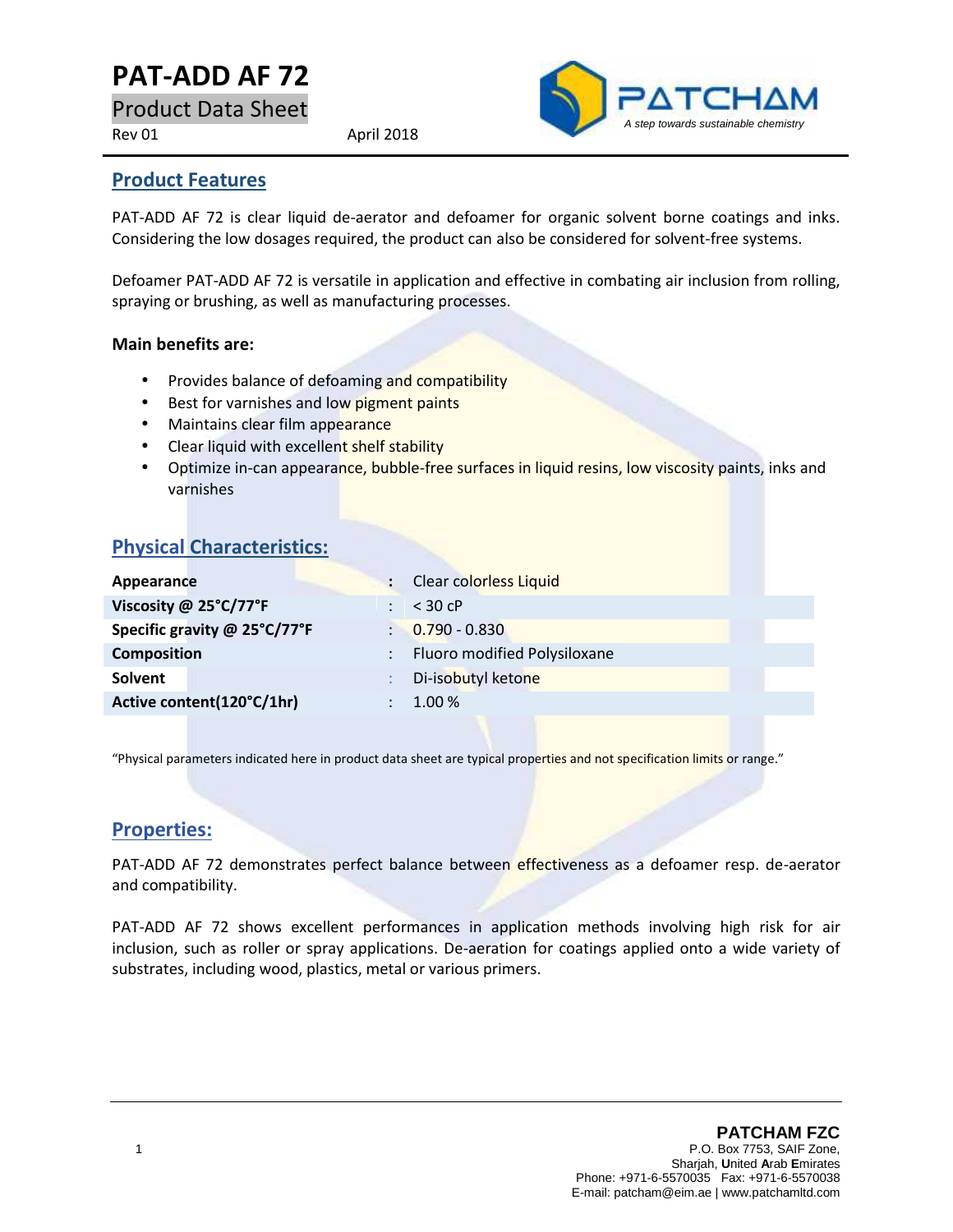# PAT-ADD AF 72

Product Data Sheet

Rev 01 April 2018

PATCHAM

*A step towards sustainable chemistry*

## Product Features

PAT-ADD AF 72 is clear liquid de-aerator and defoamer for organic solvent borne coatings and inks. Considering the low dosages required, the product can also be considered for solvent-free systems.

Defoamer PAT-ADD AF 72 is versatile in application and effective in combating air inclusion from rolling, spraying or brushing, as well as manufacturing processes.

**Main benefits are:**

- Provides balance of defoaming and compatibility
- Best for varnishes and low pigment paints
- Maintains clear film appearance
- Clear liquid with excellent shelf stability
- Optimize in-can appearance, bubble-free surfaces in liquid resins, low viscosity paints, inks and varnishes

## Physical Characteristics:

| | | |
|---|---|---|
| **Appearance** | : | Clear colorless Liquid |
| **Viscosity @ 25°C/77°F** | : | < 30 cP |
| **Specific gravity @ 25°C/77°F** | : | 0.790 - 0.830 |
| **Composition** | : | Fluoro modified Polysiloxane |
| **Solvent** | : | Di-isobutyl ketone |
| **Active content(120°C/1hr)** | : | 1.00 % |

"Physical parameters indicated here in product data sheet are typical properties and not specification limits or range."

## Properties:

PAT-ADD AF 72 demonstrates perfect balance between effectiveness as a defoamer resp. de-aerator and compatibility.

PAT-ADD AF 72 shows excellent performances in application methods involving high risk for air inclusion, such as roller or spray applications. De-aeration for coatings applied onto a wide variety of substrates, including wood, plastics, metal or various primers.

**PATCHAM FZC**
P.O. Box 7753, SAIF Zone,
Sharjah, United Arab Emirates
Phone: +971-6-5570035 Fax: +971-6-5570038
E-mail: patcham@eim.ae | www.patchamltd.com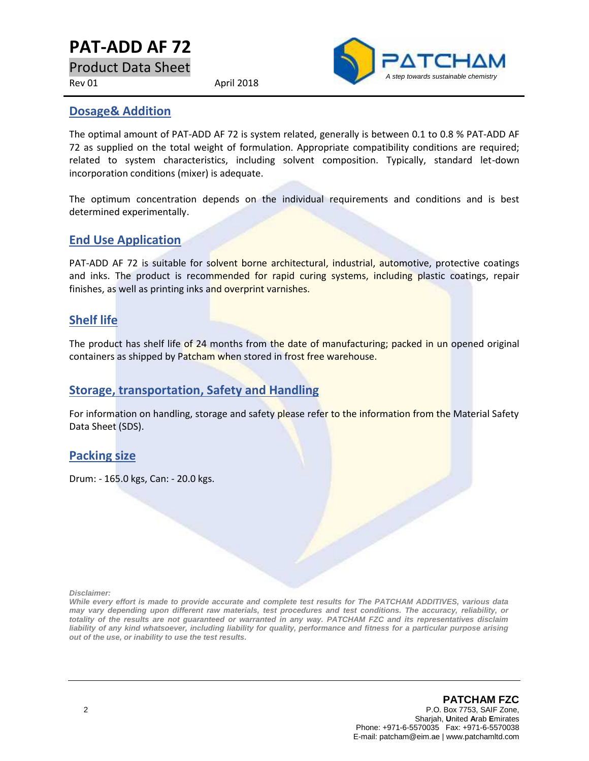# PAT-ADD AF 72

Product Data Sheet

Rev 01 April 2018

PATCHAM

*A step towards sustainable chemistry*

## Dosage& Addition

The optimal amount of PAT-ADD AF 72 is system related, generally is between 0.1 to 0.8 % PAT-ADD AF 72 as supplied on the total weight of formulation. Appropriate compatibility conditions are required; related to system characteristics, including solvent composition. Typically, standard let-down incorporation conditions (mixer) is adequate.

The optimum concentration depends on the individual requirements and conditions and is best determined experimentally.

## End Use Application

PAT-ADD AF 72 is suitable for solvent borne architectural, industrial, automotive, protective coatings and inks. The product is recommended for rapid curing systems, including plastic coatings, repair finishes, as well as printing inks and overprint varnishes.

## Shelf life

The product has shelf life of 24 months from the date of manufacturing; packed in un opened original containers as shipped by Patcham when stored in frost free warehouse.

## Storage, transportation, Safety and Handling

For information on handling, storage and safety please refer to the information from the Material Safety Data Sheet (SDS).

## Packing size

Drum: - 165.0 kgs, Can: - 20.0 kgs.

***Disclaimer:***

***While every effort is made to provide accurate and complete test results for The PATCHAM ADDITIVES, various data may vary depending upon different raw materials, test procedures and test conditions. The accuracy, reliability, or totality of the results are not guaranteed or warranted in any way. PATCHAM FZC and its representatives disclaim liability of any kind whatsoever, including liability for quality, performance and fitness for a particular purpose arising out of the use, or inability to use the test results.***

**PATCHAM FZC**

P.O. Box 7753, SAIF Zone,

Sharjah, **U**nited **A**rab **E**mirates

Phone: +971-6-5570035 Fax: +971-6-5570038

E-mail: patcham@eim.ae | www.patchamltd.com